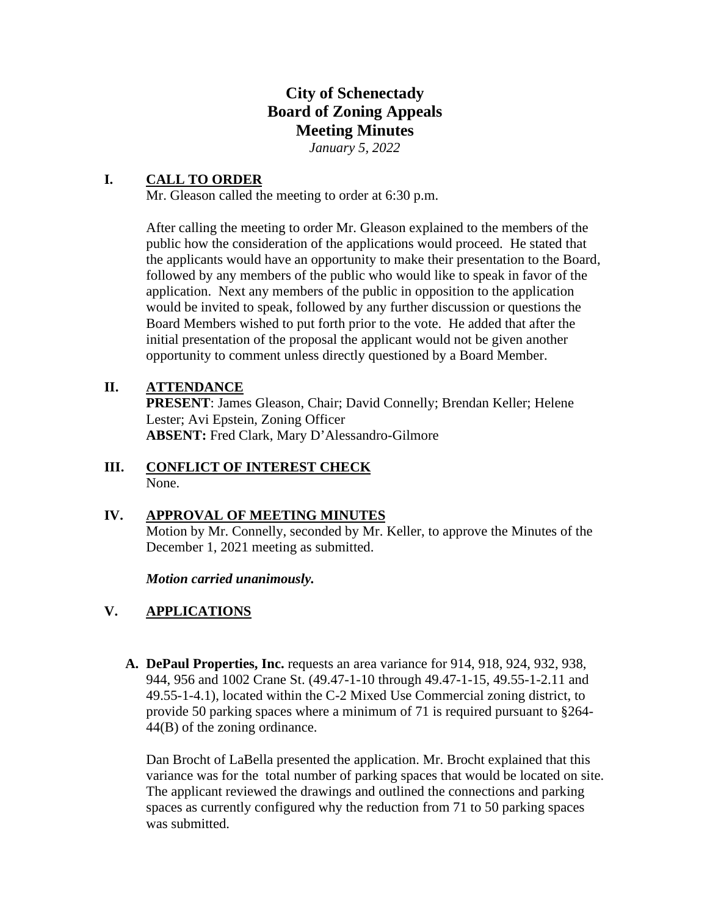# City of Schenectady
# Board of Zoning Appeals
# Meeting Minutes

*January 5, 2022*

## I. CALL TO ORDER

Mr. Gleason called the meeting to order at 6:30 p.m.

After calling the meeting to order Mr. Gleason explained to the members of the public how the consideration of the applications would proceed. He stated that the applicants would have an opportunity to make their presentation to the Board, followed by any members of the public who would like to speak in favor of the application. Next any members of the public in opposition to the application would be invited to speak, followed by any further discussion or questions the Board Members wished to put forth prior to the vote. He added that after the initial presentation of the proposal the applicant would not be given another opportunity to comment unless directly questioned by a Board Member.

## II. ATTENDANCE

**PRESENT**: James Gleason, Chair; David Connelly; Brendan Keller; Helene Lester; Avi Epstein, Zoning Officer
**ABSENT:** Fred Clark, Mary D'Alessandro-Gilmore

## III. CONFLICT OF INTEREST CHECK

None.

## IV. APPROVAL OF MEETING MINUTES

Motion by Mr. Connelly, seconded by Mr. Keller, to approve the Minutes of the December 1, 2021 meeting as submitted.

***Motion carried unanimously.***

## V. APPLICATIONS

**A. DePaul Properties, Inc.** requests an area variance for 914, 918, 924, 932, 938, 944, 956 and 1002 Crane St. (49.47-1-10 through 49.47-1-15, 49.55-1-2.11 and 49.55-1-4.1), located within the C-2 Mixed Use Commercial zoning district, to provide 50 parking spaces where a minimum of 71 is required pursuant to §264-44(B) of the zoning ordinance.

Dan Brocht of LaBella presented the application. Mr. Brocht explained that this variance was for the total number of parking spaces that would be located on site. The applicant reviewed the drawings and outlined the connections and parking spaces as currently configured why the reduction from 71 to 50 parking spaces was submitted.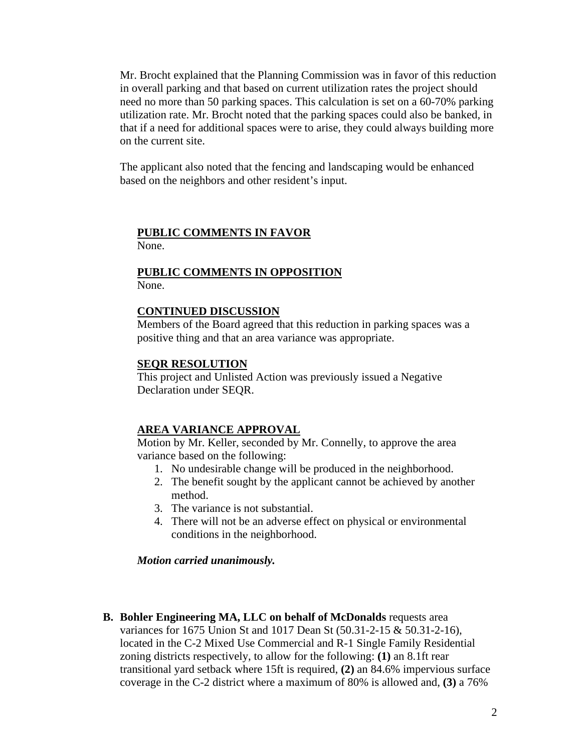Mr. Brocht explained that the Planning Commission was in favor of this reduction in overall parking and that based on current utilization rates the project should need no more than 50 parking spaces. This calculation is set on a 60-70% parking utilization rate. Mr. Brocht noted that the parking spaces could also be banked, in that if a need for additional spaces were to arise, they could always building more on the current site.

The applicant also noted that the fencing and landscaping would be enhanced based on the neighbors and other resident's input.

**PUBLIC COMMENTS IN FAVOR**
None.

**PUBLIC COMMENTS IN OPPOSITION**
None.

**CONTINUED DISCUSSION**
Members of the Board agreed that this reduction in parking spaces was a positive thing and that an area variance was appropriate.

**SEQR RESOLUTION**
This project and Unlisted Action was previously issued a Negative Declaration under SEQR.

**AREA VARIANCE APPROVAL**
Motion by Mr. Keller, seconded by Mr. Connelly, to approve the area variance based on the following:

1. No undesirable change will be produced in the neighborhood.
2. The benefit sought by the applicant cannot be achieved by another method.
3. The variance is not substantial.
4. There will not be an adverse effect on physical or environmental conditions in the neighborhood.

***Motion carried unanimously.***

**B. Bohler Engineering MA, LLC on behalf of McDonalds** requests area variances for 1675 Union St and 1017 Dean St (50.31-2-15 & 50.31-2-16), located in the C-2 Mixed Use Commercial and R-1 Single Family Residential zoning districts respectively, to allow for the following: **(1)** an 8.1ft rear transitional yard setback where 15ft is required, **(2)** an 84.6% impervious surface coverage in the C-2 district where a maximum of 80% is allowed and, **(3)** a 76%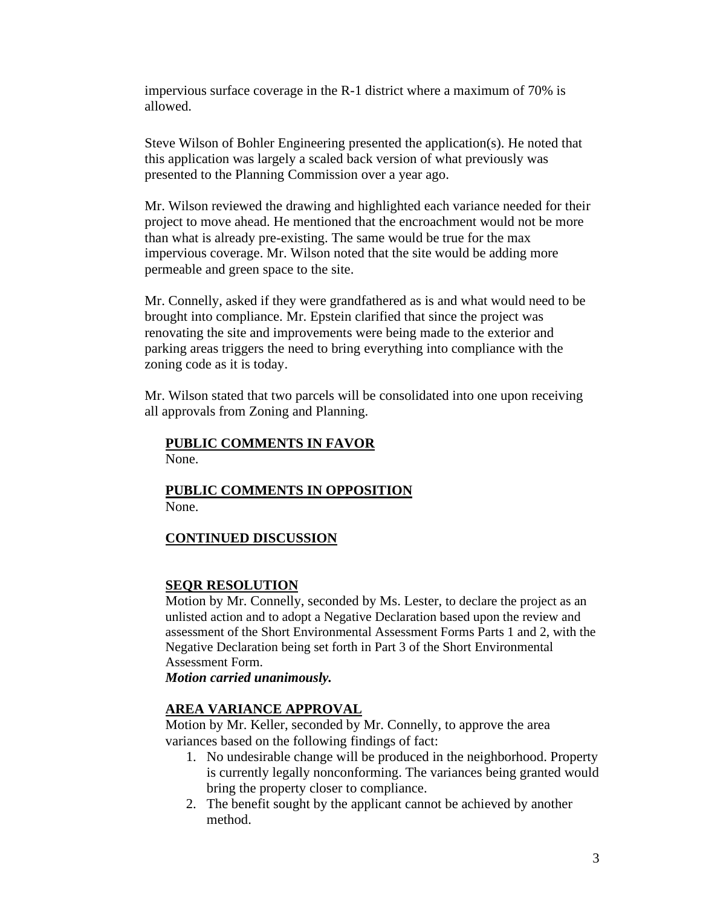impervious surface coverage in the R-1 district where a maximum of 70% is allowed.

Steve Wilson of Bohler Engineering presented the application(s). He noted that this application was largely a scaled back version of what previously was presented to the Planning Commission over a year ago.

Mr. Wilson reviewed the drawing and highlighted each variance needed for their project to move ahead. He mentioned that the encroachment would not be more than what is already pre-existing. The same would be true for the max impervious coverage. Mr. Wilson noted that the site would be adding more permeable and green space to the site.

Mr. Connelly, asked if they were grandfathered as is and what would need to be brought into compliance. Mr. Epstein clarified that since the project was renovating the site and improvements were being made to the exterior and parking areas triggers the need to bring everything into compliance with the zoning code as it is today.

Mr. Wilson stated that two parcels will be consolidated into one upon receiving all approvals from Zoning and Planning.

**PUBLIC COMMENTS IN FAVOR**

None.

**PUBLIC COMMENTS IN OPPOSITION**

None.

**CONTINUED DISCUSSION**

**SEQR RESOLUTION**

Motion by Mr. Connelly, seconded by Ms. Lester, to declare the project as an unlisted action and to adopt a Negative Declaration based upon the review and assessment of the Short Environmental Assessment Forms Parts 1 and 2, with the Negative Declaration being set forth in Part 3 of the Short Environmental Assessment Form.

***Motion carried unanimously.***

**AREA VARIANCE APPROVAL**

Motion by Mr. Keller, seconded by Mr. Connelly, to approve the area variances based on the following findings of fact:

1. No undesirable change will be produced in the neighborhood. Property is currently legally nonconforming. The variances being granted would bring the property closer to compliance.
2. The benefit sought by the applicant cannot be achieved by another method.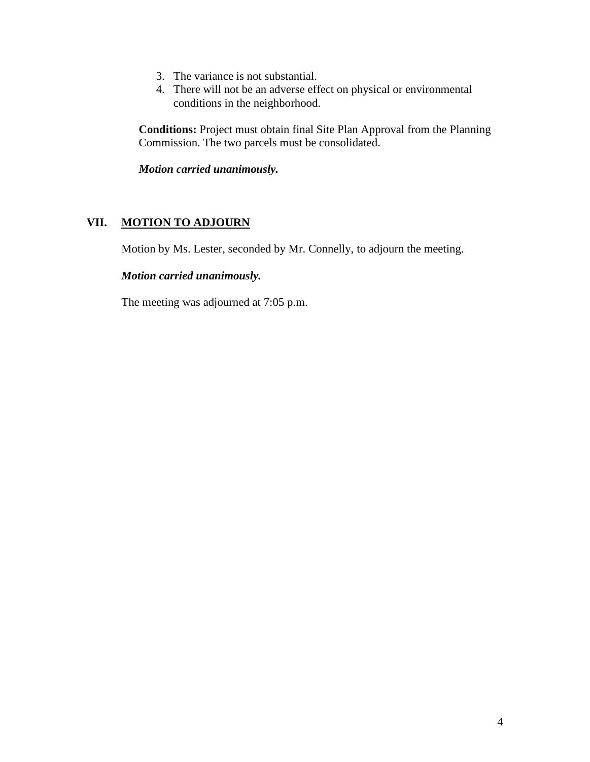3. The variance is not substantial.
4. There will not be an adverse effect on physical or environmental conditions in the neighborhood.

**Conditions:** Project must obtain final Site Plan Approval from the Planning Commission. The two parcels must be consolidated.

***Motion carried unanimously.***

## VII. MOTION TO ADJOURN

Motion by Ms. Lester, seconded by Mr. Connelly, to adjourn the meeting.

***Motion carried unanimously.***

The meeting was adjourned at 7:05 p.m.